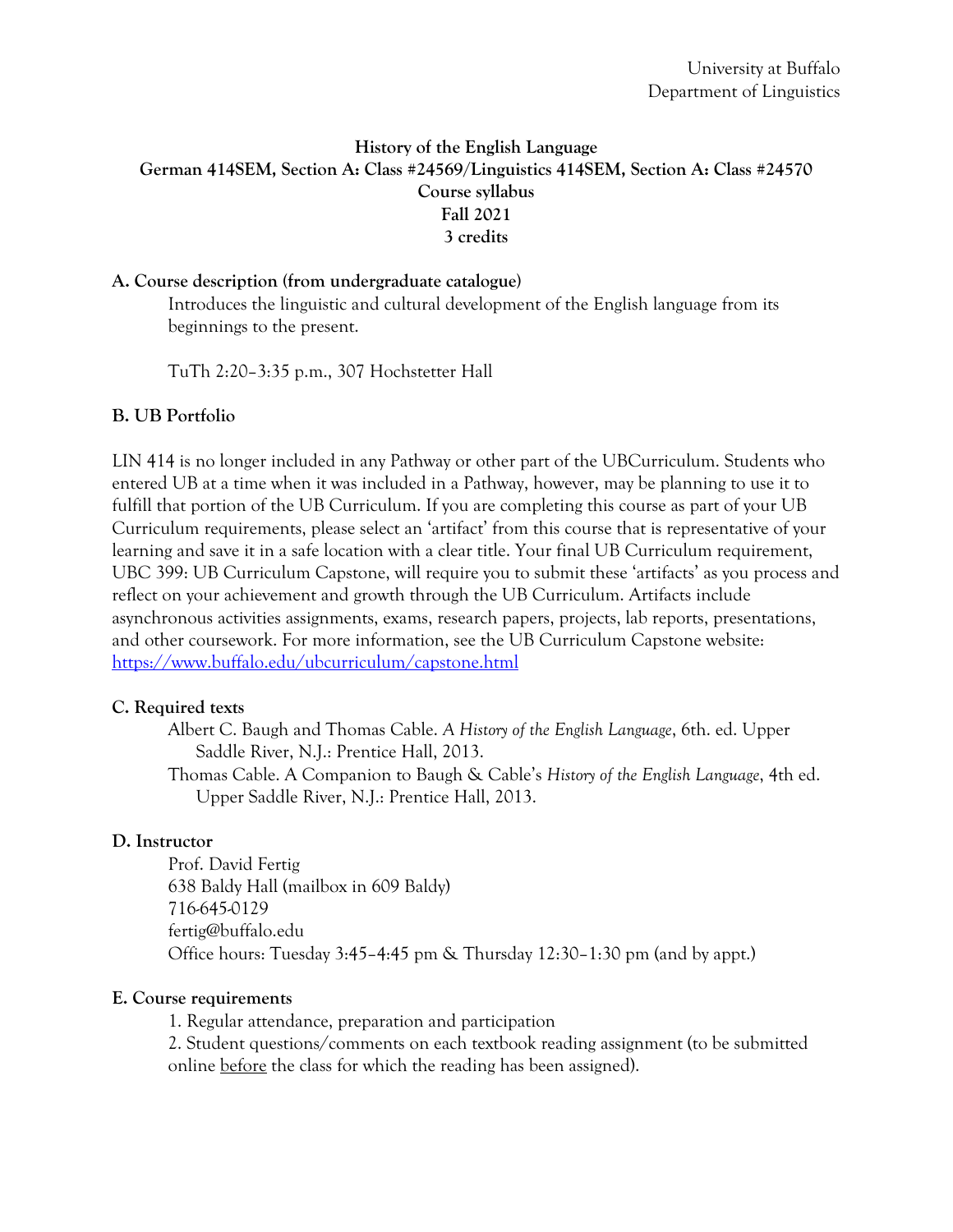University at Buffalo
Department of Linguistics

**History of the English Language**
**German 414SEM, Section A: Class #24569/Linguistics 414SEM, Section A: Class #24570**
**Course syllabus**
**Fall 2021**
**3 credits**

## A. Course description (from undergraduate catalogue)

Introduces the linguistic and cultural development of the English language from its beginnings to the present.

TuTh 2:20–3:35 p.m., 307 Hochstetter Hall

## B. UB Portfolio

LIN 414 is no longer included in any Pathway or other part of the UBCurriculum. Students who entered UB at a time when it was included in a Pathway, however, may be planning to use it to fulfill that portion of the UB Curriculum. If you are completing this course as part of your UB Curriculum requirements, please select an 'artifact' from this course that is representative of your learning and save it in a safe location with a clear title. Your final UB Curriculum requirement, UBC 399: UB Curriculum Capstone, will require you to submit these 'artifacts' as you process and reflect on your achievement and growth through the UB Curriculum. Artifacts include asynchronous activities assignments, exams, research papers, projects, lab reports, presentations, and other coursework. For more information, see the UB Curriculum Capstone website: https://www.buffalo.edu/ubcurriculum/capstone.html

## C. Required texts

Albert C. Baugh and Thomas Cable. *A History of the English Language*, 6th. ed. Upper Saddle River, N.J.: Prentice Hall, 2013.

Thomas Cable. A Companion to Baugh & Cable's *History of the English Language*, 4th ed. Upper Saddle River, N.J.: Prentice Hall, 2013.

## D. Instructor

Prof. David Fertig
638 Baldy Hall (mailbox in 609 Baldy)
716-645-0129
fertig@buffalo.edu
Office hours: Tuesday 3:45–4:45 pm & Thursday 12:30–1:30 pm (and by appt.)

## E. Course requirements

1. Regular attendance, preparation and participation
2. Student questions/comments on each textbook reading assignment (to be submitted online before the class for which the reading has been assigned).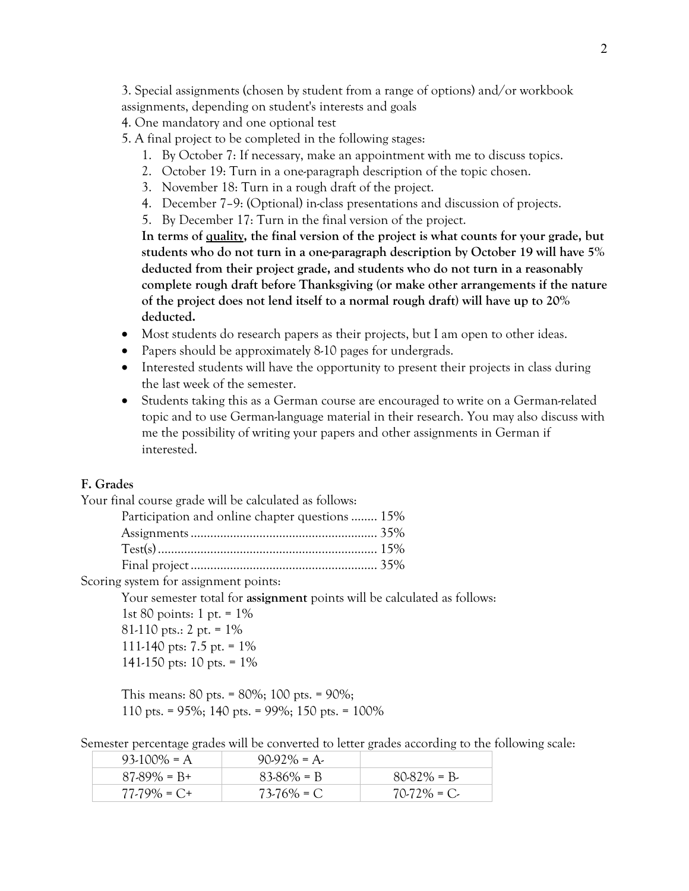3. Special assignments (chosen by student from a range of options) and/or workbook assignments, depending on student's interests and goals
4. One mandatory and one optional test
5. A final project to be completed in the following stages:
    1. By October 7: If necessary, make an appointment with me to discuss topics.
    2. October 19: Turn in a one-paragraph description of the topic chosen.
    3. November 18: Turn in a rough draft of the project.
    4. December 7–9: (Optional) in-class presentations and discussion of projects.
    5. By December 17: Turn in the final version of the project.

    **In terms of <u>quality</u>, the final version of the project is what counts for your grade, but students who do not turn in a one-paragraph description by October 19 will have 5% deducted from their project grade, and students who do not turn in a reasonably complete rough draft before Thanksgiving (or make other arrangements if the nature of the project does not lend itself to a normal rough draft) will have up to 20% deducted.**

- Most students do research papers as their projects, but I am open to other ideas.
- Papers should be approximately 8-10 pages for undergrads.
- Interested students will have the opportunity to present their projects in class during the last week of the semester.
- Students taking this as a German course are encouraged to write on a German-related topic and to use German-language material in their research. You may also discuss with me the possibility of writing your papers and other assignments in German if interested.

### F. Grades

Your final course grade will be calculated as follows:

Participation and online chapter questions ........ 15%
Assignments ........................................................ 35%
Test(s) .................................................................. 15%
Final project ......................................................... 35%

Scoring system for assignment points:

Your semester total for **assignment** points will be calculated as follows:
1st 80 points: 1 pt. = 1%
81-110 pts.: 2 pt. = 1%
111-140 pts: 7.5 pt. = 1%
141-150 pts: 10 pts. = 1%

This means: 80 pts. = 80%; 100 pts. = 90%;
110 pts. = 95%; 140 pts. = 99%; 150 pts. = 100%

Semester percentage grades will be converted to letter grades according to the following scale:

| | | |
|---|---|---|
| 93-100% = A | 90-92% = A- | |
| 87-89% = B+ | 83-86% = B | 80-82% = B- |
| 77-79% = C+ | 73-76% = C | 70-72% = C- |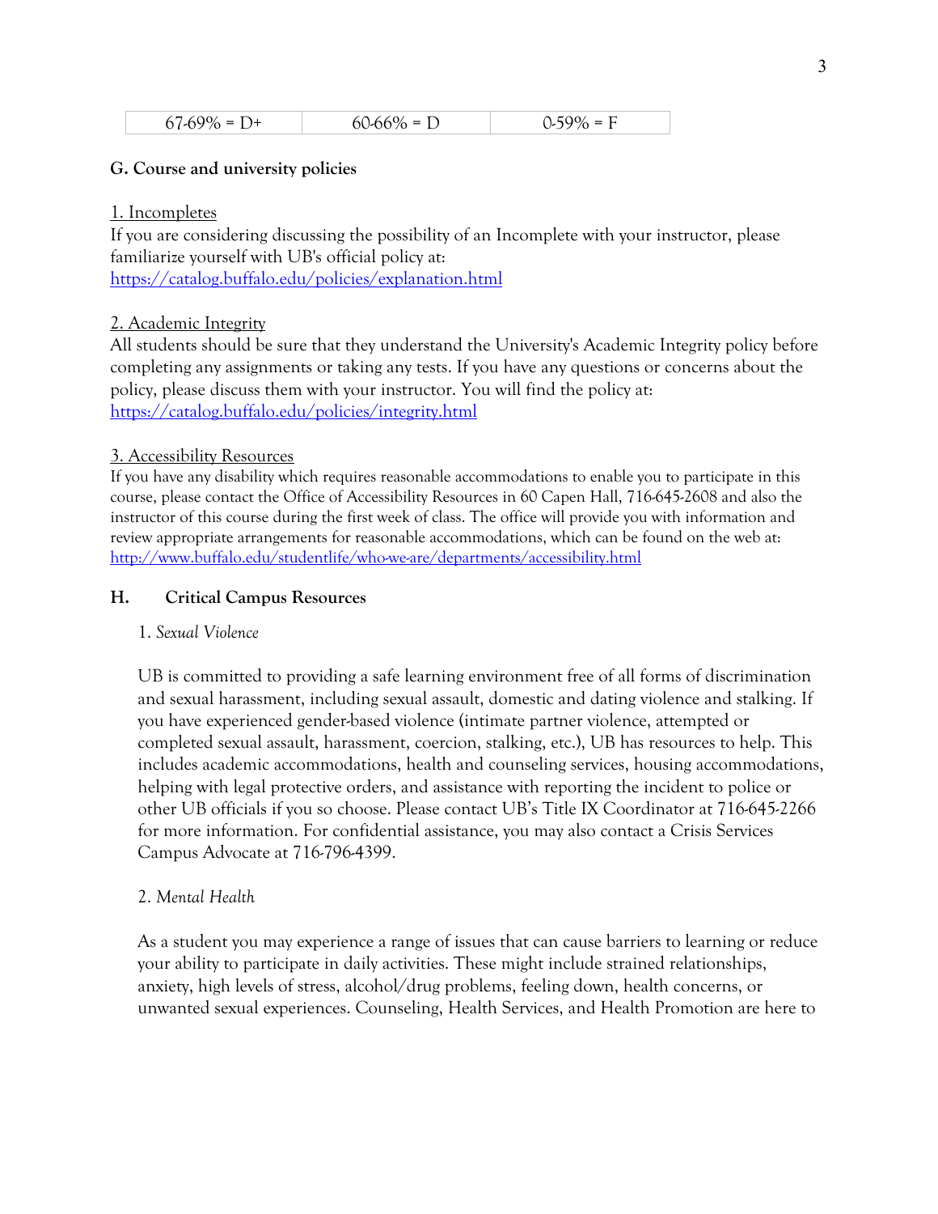| | | |
|---|---|---|
| 67-69% = D+ | 60-66% = D | 0-59% = F |

**G. Course and university policies**

1. Incompletes

If you are considering discussing the possibility of an Incomplete with your instructor, please familiarize yourself with UB's official policy at:
https://catalog.buffalo.edu/policies/explanation.html

2. Academic Integrity

All students should be sure that they understand the University's Academic Integrity policy before completing any assignments or taking any tests. If you have any questions or concerns about the policy, please discuss them with your instructor. You will find the policy at:
https://catalog.buffalo.edu/policies/integrity.html

3. Accessibility Resources

If you have any disability which requires reasonable accommodations to enable you to participate in this course, please contact the Office of Accessibility Resources in 60 Capen Hall, 716-645-2608 and also the instructor of this course during the first week of class. The office will provide you with information and review appropriate arrangements for reasonable accommodations, which can be found on the web at:
http://www.buffalo.edu/studentlife/who-we-are/departments/accessibility.html

**H. Critical Campus Resources**

1. *Sexual Violence*

UB is committed to providing a safe learning environment free of all forms of discrimination and sexual harassment, including sexual assault, domestic and dating violence and stalking. If you have experienced gender-based violence (intimate partner violence, attempted or completed sexual assault, harassment, coercion, stalking, etc.), UB has resources to help. This includes academic accommodations, health and counseling services, housing accommodations, helping with legal protective orders, and assistance with reporting the incident to police or other UB officials if you so choose. Please contact UB's Title IX Coordinator at 716-645-2266 for more information. For confidential assistance, you may also contact a Crisis Services Campus Advocate at 716-796-4399.

2. *Mental Health*

As a student you may experience a range of issues that can cause barriers to learning or reduce your ability to participate in daily activities. These might include strained relationships, anxiety, high levels of stress, alcohol/drug problems, feeling down, health concerns, or unwanted sexual experiences. Counseling, Health Services, and Health Promotion are here to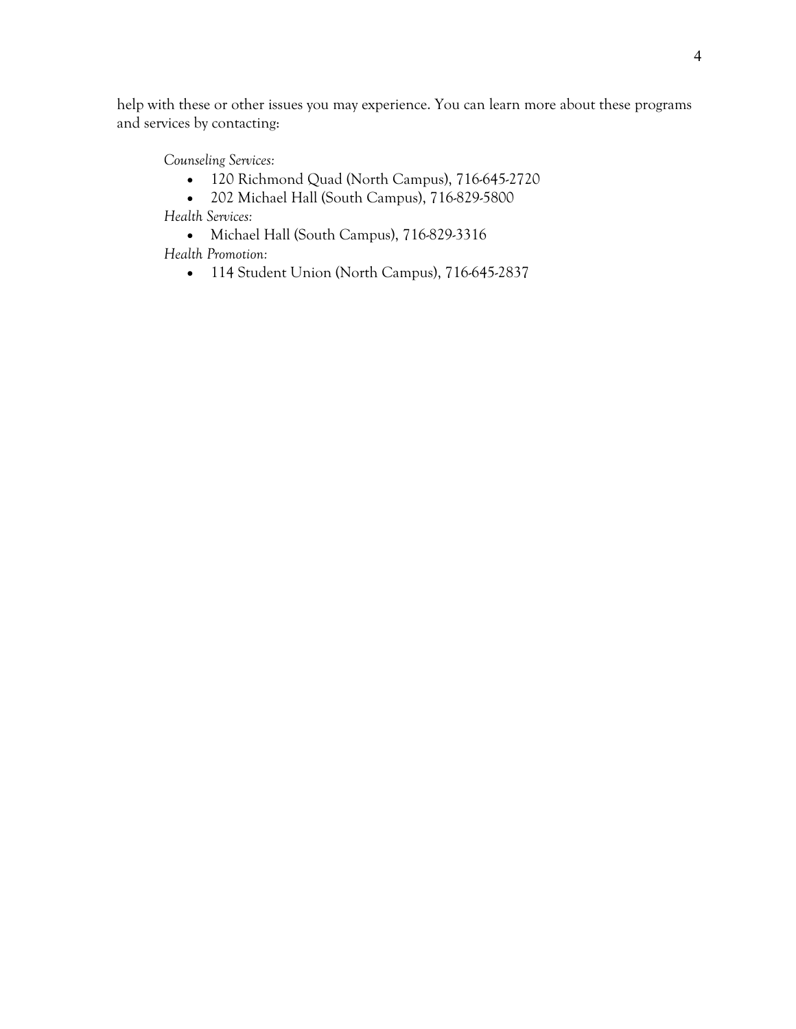help with these or other issues you may experience. You can learn more about these programs and services by contacting:

*Counseling Services:*

- 120 Richmond Quad (North Campus), 716-645-2720
- 202 Michael Hall (South Campus), 716-829-5800

*Health Services:*

- Michael Hall (South Campus), 716-829-3316

*Health Promotion:*

- 114 Student Union (North Campus), 716-645-2837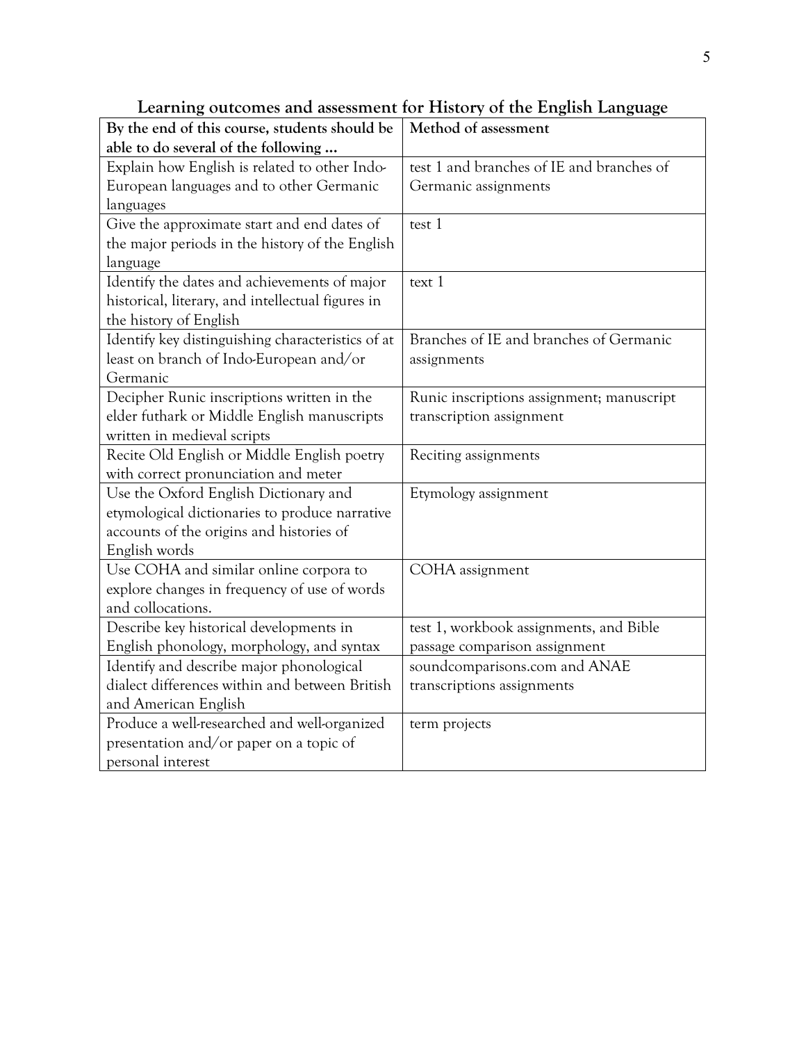## Learning outcomes and assessment for History of the English Language

| By the end of this course, students should be able to do several of the following ... | Method of assessment |
|---|---|
| Explain how English is related to other Indo-European languages and to other Germanic languages | test 1 and branches of IE and branches of Germanic assignments |
| Give the approximate start and end dates of the major periods in the history of the English language | test 1 |
| Identify the dates and achievements of major historical, literary, and intellectual figures in the history of English | text 1 |
| Identify key distinguishing characteristics of at least on branch of Indo-European and/or Germanic | Branches of IE and branches of Germanic assignments |
| Decipher Runic inscriptions written in the elder futhark or Middle English manuscripts written in medieval scripts | Runic inscriptions assignment; manuscript transcription assignment |
| Recite Old English or Middle English poetry with correct pronunciation and meter | Reciting assignments |
| Use the Oxford English Dictionary and etymological dictionaries to produce narrative accounts of the origins and histories of English words | Etymology assignment |
| Use COHA and similar online corpora to explore changes in frequency of use of words and collocations. | COHA assignment |
| Describe key historical developments in English phonology, morphology, and syntax | test 1, workbook assignments, and Bible passage comparison assignment |
| Identify and describe major phonological dialect differences within and between British and American English | soundcomparisons.com and ANAE transcriptions assignments |
| Produce a well-researched and well-organized presentation and/or paper on a topic of personal interest | term projects |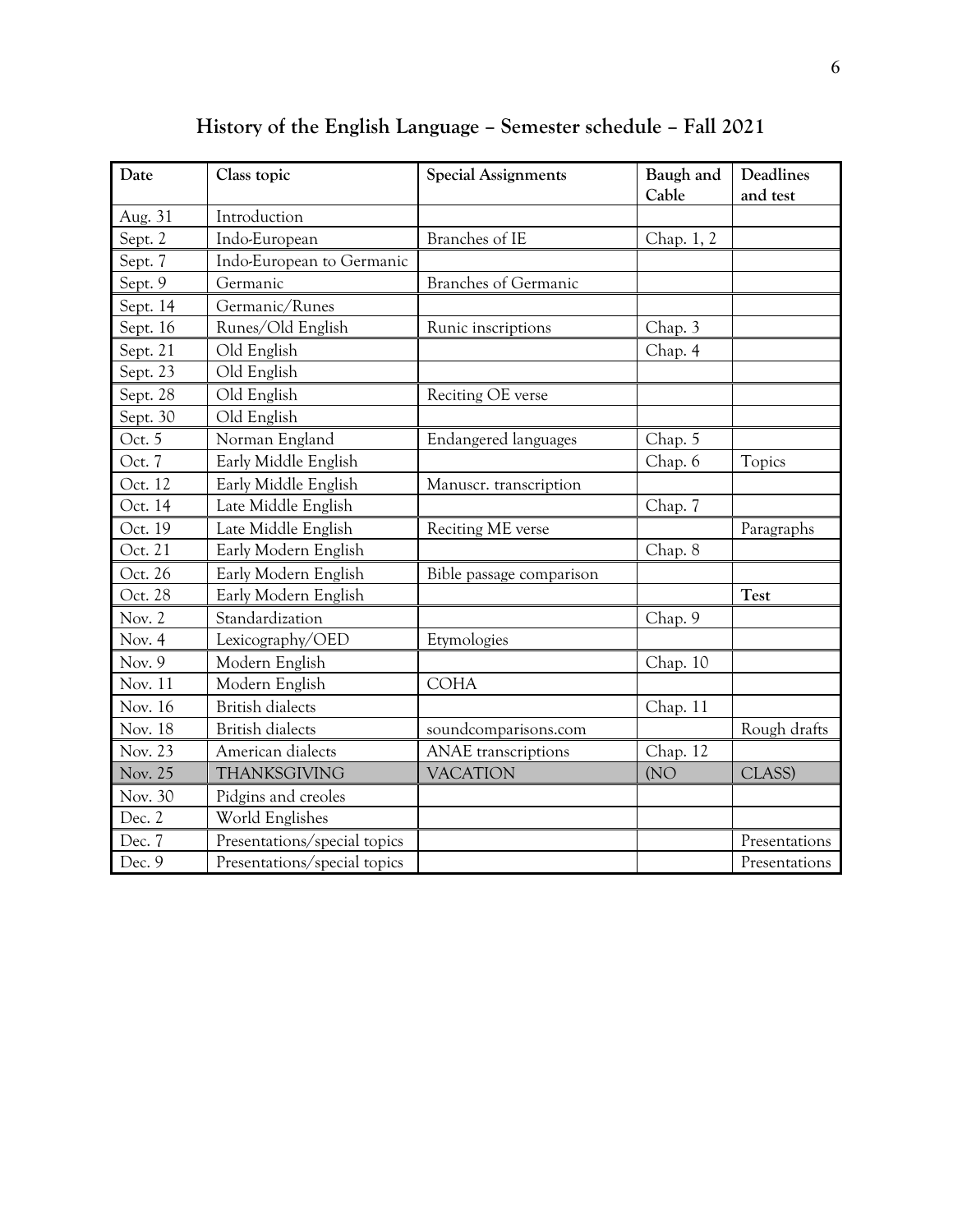## History of the English Language – Semester schedule – Fall 2021

| Date | Class topic | Special Assignments | Baugh and Cable | Deadlines and test |
|---|---|---|---|---|
| Aug. 31 | Introduction | | | |
| Sept. 2 | Indo-European | Branches of IE | Chap. 1, 2 | |
| Sept. 7 | Indo-European to Germanic | | | |
| Sept. 9 | Germanic | Branches of Germanic | | |
| Sept. 14 | Germanic/Runes | | | |
| Sept. 16 | Runes/Old English | Runic inscriptions | Chap. 3 | |
| Sept. 21 | Old English | | Chap. 4 | |
| Sept. 23 | Old English | | | |
| Sept. 28 | Old English | Reciting OE verse | | |
| Sept. 30 | Old English | | | |
| Oct. 5 | Norman England | Endangered languages | Chap. 5 | |
| Oct. 7 | Early Middle English | | Chap. 6 | Topics |
| Oct. 12 | Early Middle English | Manuscr. transcription | | |
| Oct. 14 | Late Middle English | | Chap. 7 | |
| Oct. 19 | Late Middle English | Reciting ME verse | | Paragraphs |
| Oct. 21 | Early Modern English | | Chap. 8 | |
| Oct. 26 | Early Modern English | Bible passage comparison | | |
| Oct. 28 | Early Modern English | | | **Test** |
| Nov. 2 | Standardization | | Chap. 9 | |
| Nov. 4 | Lexicography/OED | Etymologies | | |
| Nov. 9 | Modern English | | Chap. 10 | |
| Nov. 11 | Modern English | COHA | | |
| Nov. 16 | British dialects | | Chap. 11 | |
| Nov. 18 | British dialects | soundcomparisons.com | | Rough drafts |
| Nov. 23 | American dialects | ANAE transcriptions | Chap. 12 | |
| Nov. 25 | THANKSGIVING | VACATION | (NO | CLASS) |
| Nov. 30 | Pidgins and creoles | | | |
| Dec. 2 | World Englishes | | | |
| Dec. 7 | Presentations/special topics | | | Presentations |
| Dec. 9 | Presentations/special topics | | | Presentations |